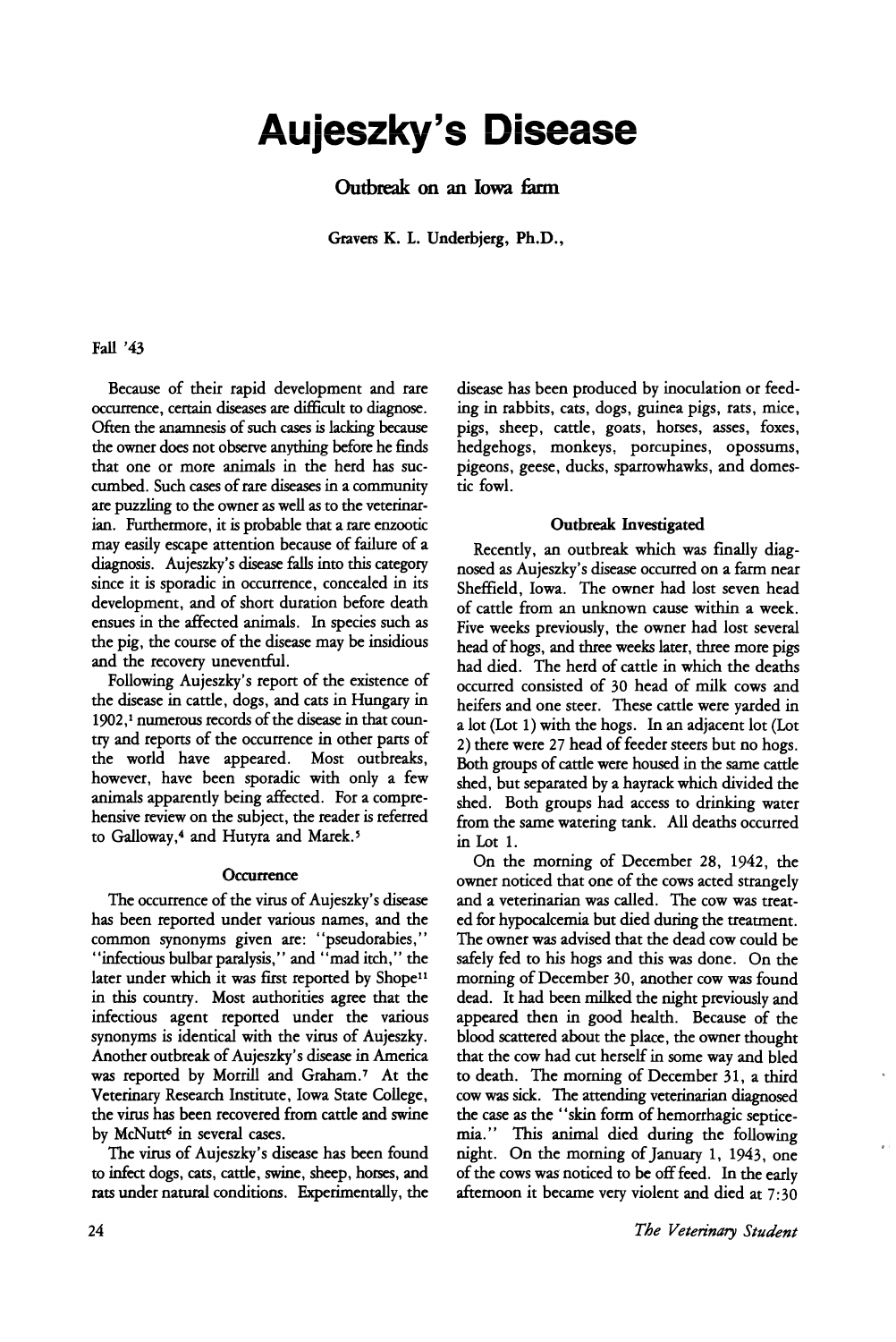# Aujeszky's Disease

### Outbreak on an Iowa farm

Gravers K. L. Underbjerg, Ph.D.,

Fall '43

Because of their rapid development and rare occurrence, certain diseases are difficult to diagnose. Often the anamnesis of such cases is lacking because the owner does not observe anything before he finds that one or more animals in the herd has succumbed. Such cases of rare diseases in a community are puzzling to the owner as well as to the veterinarian. Furthermore, it is probable that a rare enzootic may easily escape attention because of failure of a diagnosis. Aujeszky's disease falls into this category since it is sporadic in occurrence, concealed in its development, and of short duration before death ensues in the affected animals. In species such as the pig, the course of the disease may be insidious and the recovery uneventful.

Following Aujeszky's report of the existence of the disease in cattle, dogs, and cats in Hungary in 1902,[1] numerous records of the disease in that country and reports of the occurrence in other parts of the world have appeared. Most outbreaks, however, have been sporadic with only a few animals apparently being affected. For a comprehensive review on the subject, the reader is referred to Galloway,[4] and Hutyra and Marek.[5]

#### Occurrence

The occurrence of the virus of Aujeszky's disease has been reported under various names, and the common synonyms given are: "pseudorabies," "infectious bulbar paralysis," and "mad itch," the later under which it was first reported by Shope[11] in this country. Most authorities agree that the infectious agent reported under the various synonyms is identical with the virus of Aujeszky. Another outbreak of Aujeszky's disease in America was reported by Morrill and Graham.[7] At the Veterinary Research Institute, Iowa State College, the virus has been recovered from cattle and swine by McNutt[6] in several cases.

The virus of Aujeszky's disease has been found to infect dogs, cats, cattle, swine, sheep, horses, and rats under natural conditions. Experimentally, the disease has been produced by inoculation or feeding in rabbits, cats, dogs, guinea pigs, rats, mice, pigs, sheep, cattle, goats, horses, asses, foxes, hedgehogs, monkeys, porcupines, opossums, pigeons, geese, ducks, sparrowhawks, and domestic fowl.

#### Outbreak Investigated

Recently, an outbreak which was finally diagnosed as Aujeszky's disease occurred on a farm near Sheffield, Iowa. The owner had lost seven head of cattle from an unknown cause within a week. Five weeks previously, the owner had lost several head of hogs, and three weeks later, three more pigs had died. The herd of cattle in which the deaths occurred consisted of 30 head of milk cows and heifers and one steer. These cattle were yarded in a lot (Lot 1) with the hogs. In an adjacent lot (Lot 2) there were 27 head of feeder steers but no hogs. Both groups of cattle were housed in the same cattle shed, but separated by a hayrack which divided the shed. Both groups had access to drinking water from the same watering tank. All deaths occurred in Lot 1.

On the morning of December 28, 1942, the owner noticed that one of the cows acted strangely and a veterinarian was called. The cow was treated for hypocalcemia but died during the treatment. The owner was advised that the dead cow could be safely fed to his hogs and this was done. On the morning of December 30, another cow was found dead. It had been milked the night previously and appeared then in good health. Because of the blood scattered about the place, the owner thought that the cow had cut herself in some way and bled to death. The morning of December 31, a third cow was sick. The attending veterinarian diagnosed the case as the "skin form of hemorrhagic septicemia." This animal died during the following night. On the morning of January 1, 1943, one of the cows was noticed to be off feed. In the early afternoon it became very violent and died at 7:30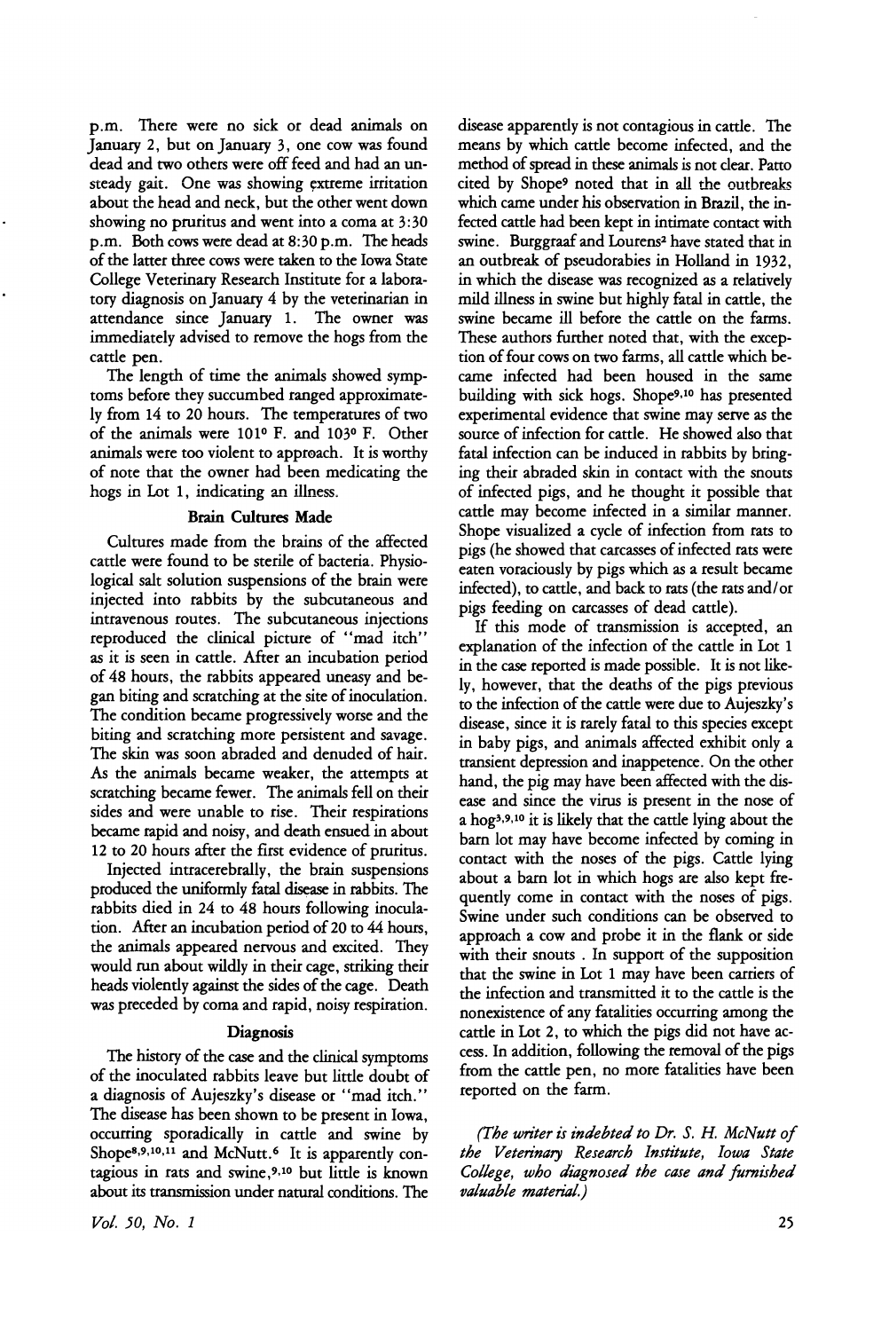p.m. There were no sick or dead animals on January 2, but on January 3, one cow was found dead and two others were off feed and had an unsteady gait. One was showing extreme irritation about the head and neck, but the other went down showing no pruritus and went into a coma at 3:30 p.m. Both cows were dead at 8:30 p.m. The heads of the latter three cows were taken to the Iowa State College Veterinary Research Institute for a laboratory diagnosis on January 4 by the veterinarian in attendance since January 1. The owner was immediately advised to remove the hogs from the cattle pen.

The length of time the animals showed symptoms before they succumbed ranged approximately from 14 to 20 hours. The temperatures of two of the animals were 101° F. and 103° F. Other animals were too violent to approach. It is worthy of note that the owner had been medicating the hogs in Lot 1, indicating an illness.

### Brain Cultures Made

Cultures made from the brains of the affected cattle were found to be sterile of bacteria. Physiological salt solution suspensions of the brain were injected into rabbits by the subcutaneous and intravenous routes. The subcutaneous injections reproduced the clinical picture of "mad itch" as it is seen in cattle. After an incubation period of 48 hours, the rabbits appeared uneasy and began biting and scratching at the site of inoculation. The condition became progressively worse and the biting and scratching more persistent and savage. The skin was soon abraded and denuded of hair. As the animals became weaker, the attempts at scratching became fewer. The animals fell on their sides and were unable to rise. Their respirations became rapid and noisy, and death ensued in about 12 to 20 hours after the first evidence of pruritus.

Injected intracerebrally, the brain suspensions produced the uniformly fatal disease in rabbits. The rabbits died in 24 to 48 hours following inoculation. After an incubation period of 20 to 44 hours, the animals appeared nervous and excited. They would run about wildly in their cage, striking their heads violently against the sides of the cage. Death was preceded by coma and rapid, noisy respiration.

### Diagnosis

The history of the case and the clinical symptoms of the inoculated rabbits leave but little doubt of a diagnosis of Aujeszky's disease or "mad itch." The disease has been shown to be present in Iowa, occurring sporadically in cattle and swine by Shope[8,9,10,11] and McNutt.[6] It is apparently contagious in rats and swine,[9,10] but little is known about its transmission under natural conditions. The disease apparently is not contagious in cattle. The means by which cattle become infected, and the method of spread in these animals is not clear. Patto cited by Shope[9] noted that in all the outbreaks which came under his observation in Brazil, the infected cattle had been kept in intimate contact with swine. Burggraaf and Lourens[2] have stated that in an outbreak of pseudorabies in Holland in 1932, in which the disease was recognized as a relatively mild illness in swine but highly fatal in cattle, the swine became ill before the cattle on the farms. These authors further noted that, with the exception of four cows on two farms, all cattle which became infected had been housed in the same building with sick hogs. Shope[9,10] has presented experimental evidence that swine may serve as the source of infection for cattle. He showed also that fatal infection can be induced in rabbits by bringing their abraded skin in contact with the snouts of infected pigs, and he thought it possible that cattle may become infected in a similar manner. Shope visualized a cycle of infection from rats to pigs (he showed that carcasses of infected rats were eaten voraciously by pigs which as a result became infected), to cattle, and back to rats (the rats and/or pigs feeding on carcasses of dead cattle).

If this mode of transmission is accepted, an explanation of the infection of the cattle in Lot 1 in the case reported is made possible. It is not likely, however, that the deaths of the pigs previous to the infection of the cattle were due to Aujeszky's disease, since it is rarely fatal to this species except in baby pigs, and animals affected exhibit only a transient depression and inappetence. On the other hand, the pig may have been affected with the disease and since the virus is present in the nose of a hog[3,9,10] it is likely that the cattle lying about the barn lot may have become infected by coming in contact with the noses of the pigs. Cattle lying about a barn lot in which hogs are also kept frequently come in contact with the noses of pigs. Swine under such conditions can be observed to approach a cow and probe it in the flank or side with their snouts . In support of the supposition that the swine in Lot 1 may have been carriers of the infection and transmitted it to the cattle is the nonexistence of any fatalities occurring among the cattle in Lot 2, to which the pigs did not have access. In addition, following the removal of the pigs from the cattle pen, no more fatalities have been reported on the farm.

*(The writer is indebted to Dr. S. H. McNutt of the Veterinary Research Institute, Iowa State College, who diagnosed the case and furnished valuable material.)*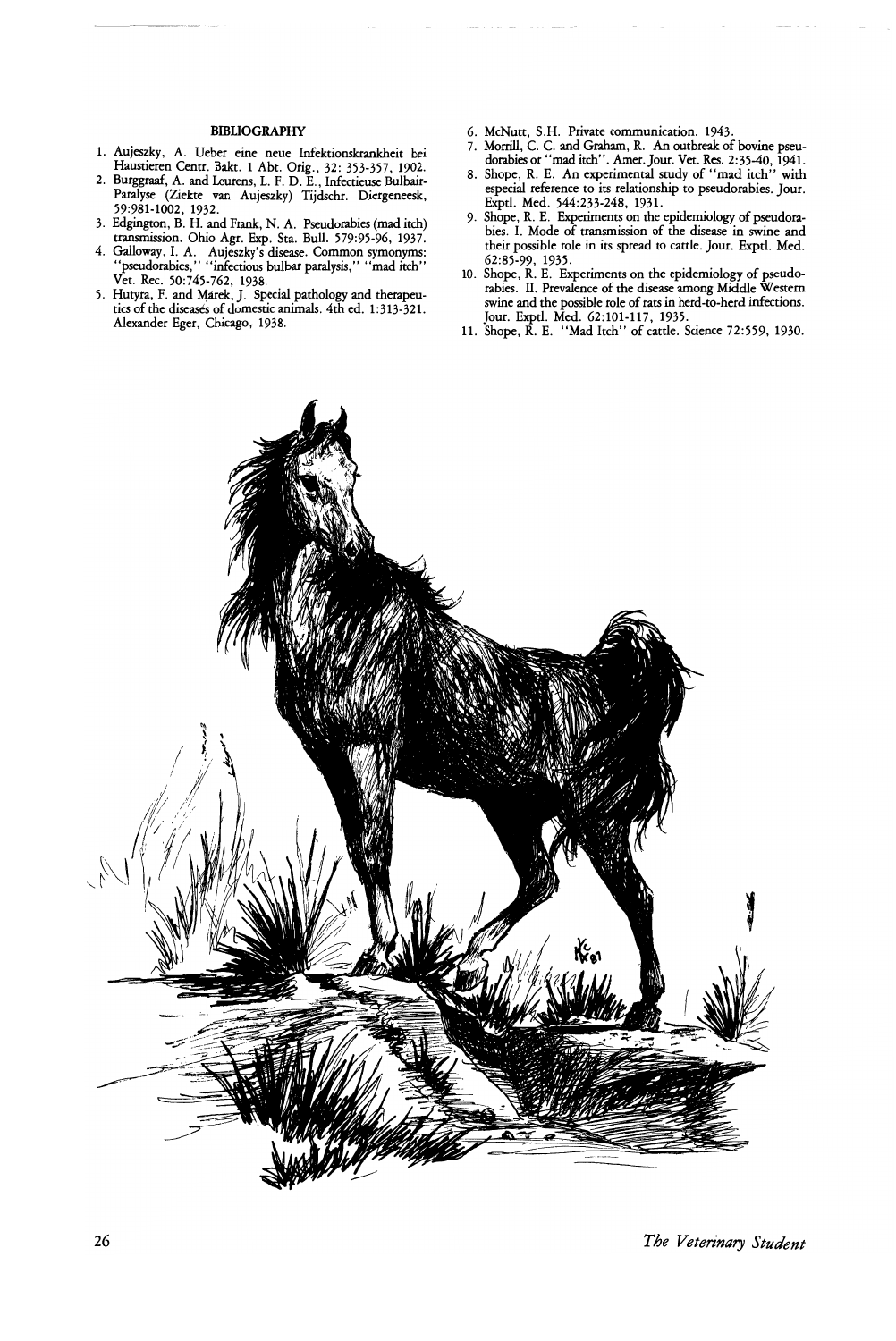## BIBLIOGRAPHY

1. Aujeszky, A. Ueber eine neue Infektionskrankheit bei Haustieren Centr. Bakt. 1 Abt. Orig., 32: 353-357, 1902.
2. Burggraaf, A. and Lourens, L. F. D. E., Infectieuse Bulbair-Paralyse (Ziekte van Aujeszky) Tijdschr. Diergeneesk, 59:981-1002, 1932.
3. Edgington, B. H. and Frank, N. A. Pseudorabies (mad itch) transmission. Ohio Agr. Exp. Sta. Bull. 579:95-96, 1937.
4. Galloway, I. A. Aujeszky's disease. Common symonyms: "pseudorabies," "infectious bulbar paralysis," "mad itch" Vet. Rec. 50:745-762, 1938.
5. Hutyra, F. and Marek, J. Special pathology and therapeutics of the diseases of domestic animals. 4th ed. 1:313-321. Alexander Eger, Chicago, 1938.
6. McNutt, S.H. Private communication. 1943.
7. Morrill, C. C. and Graham, R. An outbreak of bovine pseudorabies or "mad itch". Amer. Jour. Vet. Res. 2:35-40, 1941.
8. Shope, R. E. An experimental study of "mad itch" with especial reference to its relationship to pseudorabies. Jour. Exptl. Med. 544:233-248, 1931.
9. Shope, R. E. Experiments on the epidemiology of pseudorabies. I. Mode of transmission of the disease in swine and their possible role in its spread to cattle. Jour. Exptl. Med. 62:85-99, 1935.
10. Shope, R. E. Experiments on the epidemiology of pseudorabies. II. Prevalence of the disease among Middle Western swine and the possible role of rats in herd-to-herd infections. Jour. Exptl. Med. 62:101-117, 1935.
11. Shope, R. E. "Mad Itch" of cattle. Science 72:559, 1930.